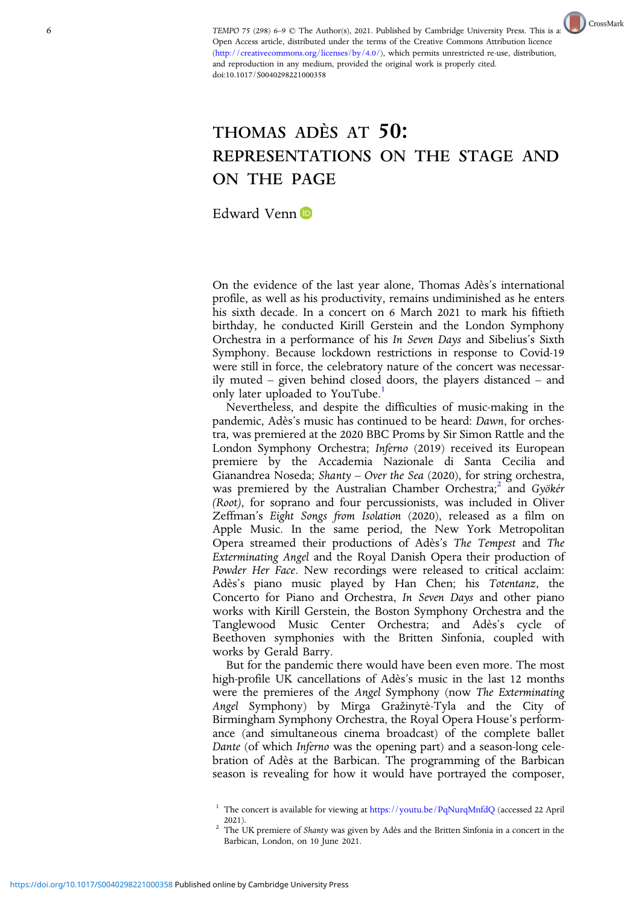TEMPO 75 (298) 6–9 © The Author(s), 2021. Published by Cambridge University Press. This is an Open Access article, distributed under the terms of the Creative Commons Attribution licence (http://creativecommons.org/licenses/by/4.0/), which permits unrestricted re-use, distribution, and reproduction in any medium, provided the original work is properly cited.
doi:10.1017/S0040298221000358

# THOMAS ADÈS AT 50: REPRESENTATIONS ON THE STAGE AND ON THE PAGE

Edward Venn

On the evidence of the last year alone, Thomas Adès's international profile, as well as his productivity, remains undiminished as he enters his sixth decade. In a concert on 6 March 2021 to mark his fiftieth birthday, he conducted Kirill Gerstein and the London Symphony Orchestra in a performance of his *In Seven Days* and Sibelius's Sixth Symphony. Because lockdown restrictions in response to Covid-19 were still in force, the celebratory nature of the concert was necessarily muted – given behind closed doors, the players distanced – and only later uploaded to YouTube.[1]

Nevertheless, and despite the difficulties of music-making in the pandemic, Adès's music has continued to be heard: *Dawn*, for orchestra, was premiered at the 2020 BBC Proms by Sir Simon Rattle and the London Symphony Orchestra; *Inferno* (2019) received its European premiere by the Accademia Nazionale di Santa Cecilia and Gianandrea Noseda; *Shanty – Over the Sea* (2020), for string orchestra, was premiered by the Australian Chamber Orchestra;[2] and *Gyökér (Root)*, for soprano and four percussionists, was included in Oliver Zeffman's *Eight Songs from Isolation* (2020), released as a film on Apple Music. In the same period, the New York Metropolitan Opera streamed their productions of Adès's *The Tempest* and *The Exterminating Angel* and the Royal Danish Opera their production of *Powder Her Face*. New recordings were released to critical acclaim: Adès's piano music played by Han Chen; his *Totentanz*, the Concerto for Piano and Orchestra, *In Seven Days* and other piano works with Kirill Gerstein, the Boston Symphony Orchestra and the Tanglewood Music Center Orchestra; and Adès's cycle of Beethoven symphonies with the Britten Sinfonia, coupled with works by Gerald Barry.

But for the pandemic there would have been even more. The most high-profile UK cancellations of Adès's music in the last 12 months were the premieres of the *Angel* Symphony (now *The Exterminating Angel* Symphony) by Mirga Gražinytė-Tyla and the City of Birmingham Symphony Orchestra, the Royal Opera House's performance (and simultaneous cinema broadcast) of the complete ballet *Dante* (of which *Inferno* was the opening part) and a season-long celebration of Adès at the Barbican. The programming of the Barbican season is revealing for how it would have portrayed the composer,

[1] The concert is available for viewing at https://youtu.be/PqNurqMnfdQ (accessed 22 April 2021).

[2] The UK premiere of *Shanty* was given by Adès and the Britten Sinfonia in a concert in the Barbican, London, on 10 June 2021.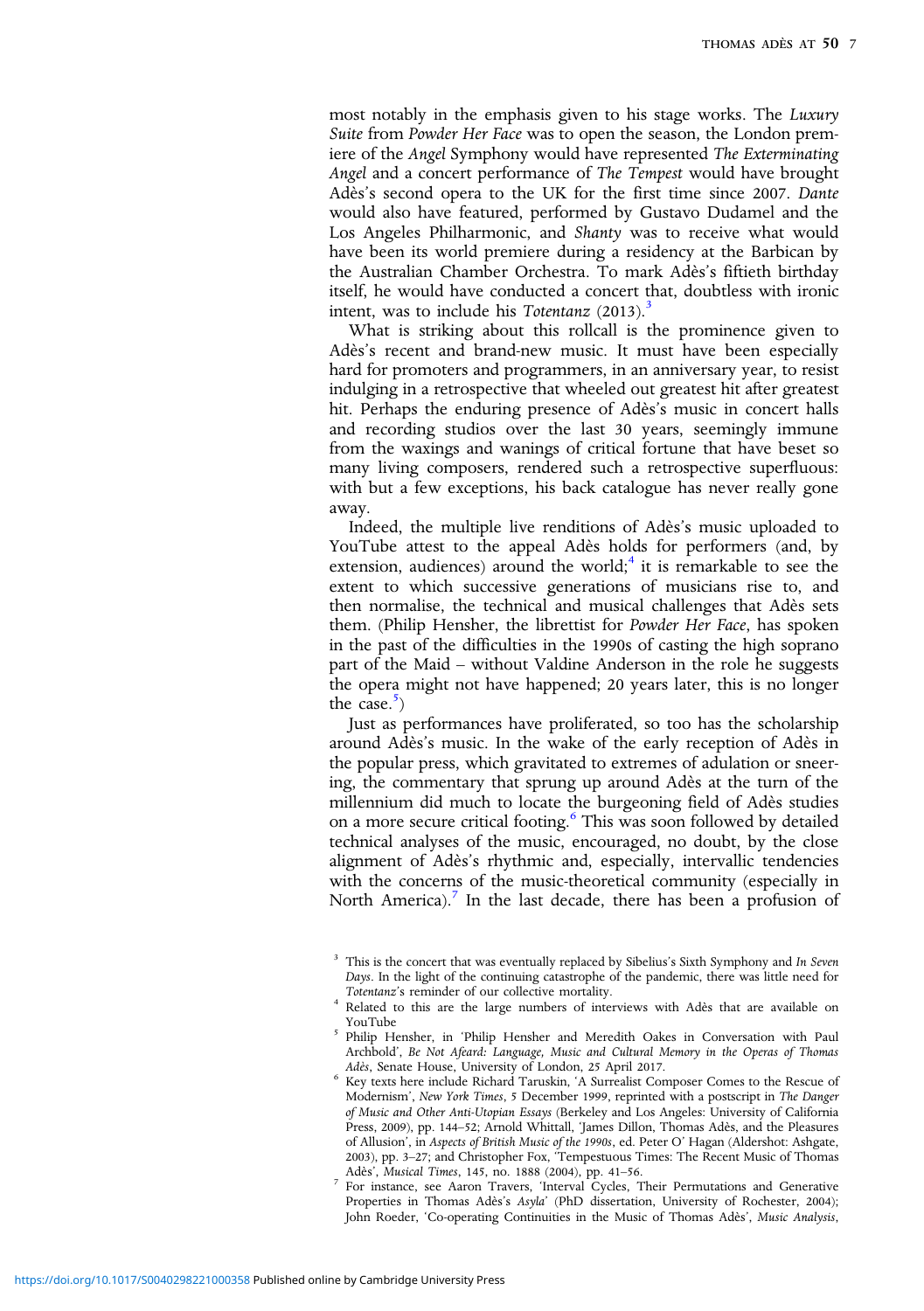most notably in the emphasis given to his stage works. The *Luxury Suite* from *Powder Her Face* was to open the season, the London premiere of the *Angel* Symphony would have represented *The Exterminating Angel* and a concert performance of *The Tempest* would have brought Adès's second opera to the UK for the first time since 2007. *Dante* would also have featured, performed by Gustavo Dudamel and the Los Angeles Philharmonic, and *Shanty* was to receive what would have been its world premiere during a residency at the Barbican by the Australian Chamber Orchestra. To mark Adès's fiftieth birthday itself, he would have conducted a concert that, doubtless with ironic intent, was to include his *Totentanz* (2013).[3]

What is striking about this rollcall is the prominence given to Adès's recent and brand-new music. It must have been especially hard for promoters and programmers, in an anniversary year, to resist indulging in a retrospective that wheeled out greatest hit after greatest hit. Perhaps the enduring presence of Adès's music in concert halls and recording studios over the last 30 years, seemingly immune from the waxings and wanings of critical fortune that have beset so many living composers, rendered such a retrospective superfluous: with but a few exceptions, his back catalogue has never really gone away.

Indeed, the multiple live renditions of Adès's music uploaded to YouTube attest to the appeal Adès holds for performers (and, by extension, audiences) around the world;[4] it is remarkable to see the extent to which successive generations of musicians rise to, and then normalise, the technical and musical challenges that Adès sets them. (Philip Hensher, the librettist for *Powder Her Face*, has spoken in the past of the difficulties in the 1990s of casting the high soprano part of the Maid – without Valdine Anderson in the role he suggests the opera might not have happened; 20 years later, this is no longer the case.[5])

Just as performances have proliferated, so too has the scholarship around Adès's music. In the wake of the early reception of Adès in the popular press, which gravitated to extremes of adulation or sneering, the commentary that sprung up around Adès at the turn of the millennium did much to locate the burgeoning field of Adès studies on a more secure critical footing.[6] This was soon followed by detailed technical analyses of the music, encouraged, no doubt, by the close alignment of Adès's rhythmic and, especially, intervallic tendencies with the concerns of the music-theoretical community (especially in North America).[7] In the last decade, there has been a profusion of

---

[3] This is the concert that was eventually replaced by Sibelius's Sixth Symphony and *In Seven Days*. In the light of the continuing catastrophe of the pandemic, there was little need for *Totentanz*'s reminder of our collective mortality.

[4] Related to this are the large numbers of interviews with Adès that are available on YouTube

[5] Philip Hensher, in 'Philip Hensher and Meredith Oakes in Conversation with Paul Archbold', *Be Not Afeard: Language, Music and Cultural Memory in the Operas of Thomas Adès*, Senate House, University of London, 25 April 2017.

[6] Key texts here include Richard Taruskin, 'A Surrealist Composer Comes to the Rescue of Modernism', *New York Times*, 5 December 1999, reprinted with a postscript in *The Danger of Music and Other Anti-Utopian Essays* (Berkeley and Los Angeles: University of California Press, 2009), pp. 144–52; Arnold Whittall, 'James Dillon, Thomas Adès, and the Pleasures of Allusion', in *Aspects of British Music of the 1990s*, ed. Peter O' Hagan (Aldershot: Ashgate, 2003), pp. 3–27; and Christopher Fox, 'Tempestuous Times: The Recent Music of Thomas Adès', *Musical Times*, 145, no. 1888 (2004), pp. 41–56.

[7] For instance, see Aaron Travers, 'Interval Cycles, Their Permutations and Generative Properties in Thomas Adès's *Asyla*' (PhD dissertation, University of Rochester, 2004); John Roeder, 'Co-operating Continuities in the Music of Thomas Adès', *Music Analysis*,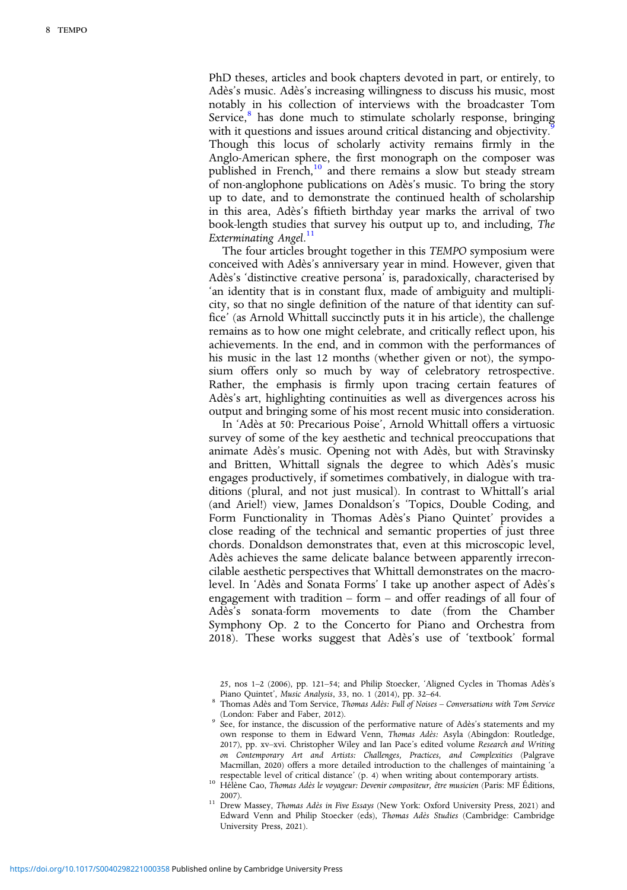PhD theses, articles and book chapters devoted in part, or entirely, to Adès's music. Adès's increasing willingness to discuss his music, most notably in his collection of interviews with the broadcaster Tom Service,[8] has done much to stimulate scholarly response, bringing with it questions and issues around critical distancing and objectivity.[9] Though this locus of scholarly activity remains firmly in the Anglo-American sphere, the first monograph on the composer was published in French,[10] and there remains a slow but steady stream of non-anglophone publications on Adès's music. To bring the story up to date, and to demonstrate the continued health of scholarship in this area, Adès's fiftieth birthday year marks the arrival of two book-length studies that survey his output up to, and including, *The Exterminating Angel*.[11]

The four articles brought together in this *TEMPO* symposium were conceived with Adès's anniversary year in mind. However, given that Adès's 'distinctive creative persona' is, paradoxically, characterised by 'an identity that is in constant flux, made of ambiguity and multiplicity, so that no single definition of the nature of that identity can suffice' (as Arnold Whittall succinctly puts it in his article), the challenge remains as to how one might celebrate, and critically reflect upon, his achievements. In the end, and in common with the performances of his music in the last 12 months (whether given or not), the symposium offers only so much by way of celebratory retrospective. Rather, the emphasis is firmly upon tracing certain features of Adès's art, highlighting continuities as well as divergences across his output and bringing some of his most recent music into consideration.

In 'Adès at 50: Precarious Poise', Arnold Whittall offers a virtuosic survey of some of the key aesthetic and technical preoccupations that animate Adès's music. Opening not with Adès, but with Stravinsky and Britten, Whittall signals the degree to which Adès's music engages productively, if sometimes combatively, in dialogue with traditions (plural, and not just musical). In contrast to Whittall's arial (and Ariel!) view, James Donaldson's 'Topics, Double Coding, and Form Functionality in Thomas Adès's Piano Quintet' provides a close reading of the technical and semantic properties of just three chords. Donaldson demonstrates that, even at this microscopic level, Adès achieves the same delicate balance between apparently irreconcilable aesthetic perspectives that Whittall demonstrates on the macro-level. In 'Adès and Sonata Forms' I take up another aspect of Adès's engagement with tradition – form – and offer readings of all four of Adès's sonata-form movements to date (from the Chamber Symphony Op. 2 to the Concerto for Piano and Orchestra from 2018). These works suggest that Adès's use of 'textbook' formal

25, nos 1–2 (2006), pp. 121–54; and Philip Stoecker, 'Aligned Cycles in Thomas Adès's Piano Quintet', *Music Analysis*, 33, no. 1 (2014), pp. 32–64.

[8] Thomas Adès and Tom Service, *Thomas Adès: Full of Noises – Conversations with Tom Service* (London: Faber and Faber, 2012).

[9] See, for instance, the discussion of the performative nature of Adès's statements and my own response to them in Edward Venn, *Thomas Adès: Asyla* (Abingdon: Routledge, 2017), pp. xv–xvi. Christopher Wiley and Ian Pace's edited volume *Research and Writing on Contemporary Art and Artists: Challenges, Practices, and Complexities* (Palgrave Macmillan, 2020) offers a more detailed introduction to the challenges of maintaining 'a respectable level of critical distance' (p. 4) when writing about contemporary artists.

[10] Hélène Cao, *Thomas Adès le voyageur: Devenir compositeur, être musicien* (Paris: MF Éditions, 2007).

[11] Drew Massey, *Thomas Adès in Five Essays* (New York: Oxford University Press, 2021) and Edward Venn and Philip Stoecker (eds), *Thomas Adès Studies* (Cambridge: Cambridge University Press, 2021).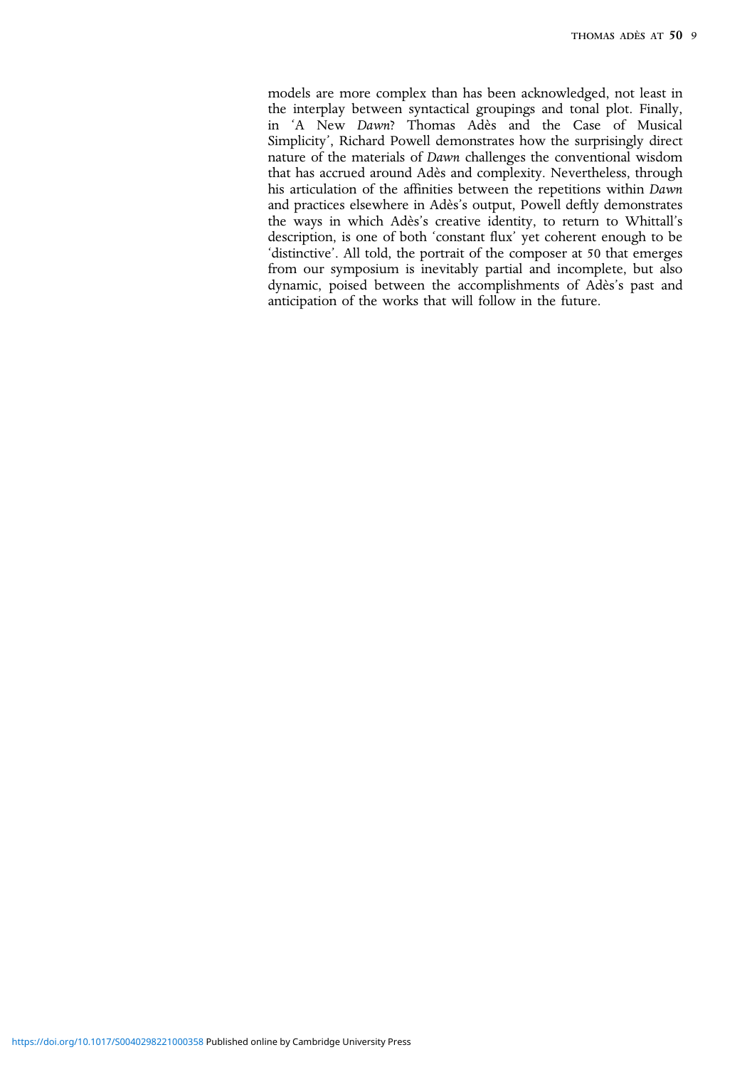models are more complex than has been acknowledged, not least in the interplay between syntactical groupings and tonal plot. Finally, in 'A New *Dawn*? Thomas Adès and the Case of Musical Simplicity', Richard Powell demonstrates how the surprisingly direct nature of the materials of *Dawn* challenges the conventional wisdom that has accrued around Adès and complexity. Nevertheless, through his articulation of the affinities between the repetitions within *Dawn* and practices elsewhere in Adès's output, Powell deftly demonstrates the ways in which Adès's creative identity, to return to Whittall's description, is one of both 'constant flux' yet coherent enough to be 'distinctive'. All told, the portrait of the composer at 50 that emerges from our symposium is inevitably partial and incomplete, but also dynamic, poised between the accomplishments of Adès's past and anticipation of the works that will follow in the future.